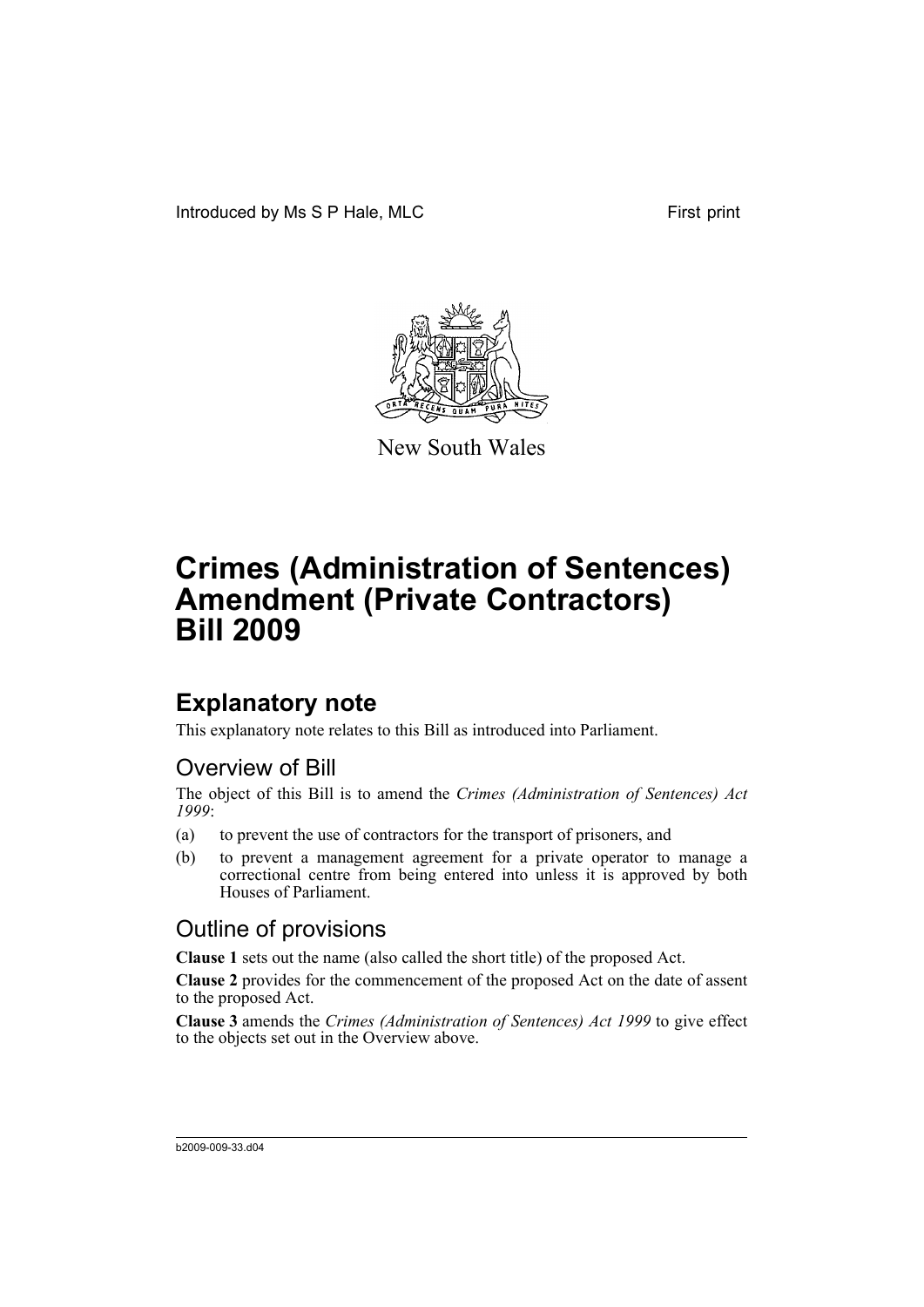Introduced by Ms S P Hale, MLC First print

New South Wales

# Crimes (Administration of Sentences) Amendment (Private Contractors) Bill 2009

## Explanatory note

This explanatory note relates to this Bill as introduced into Parliament.

### Overview of Bill

The object of this Bill is to amend the *Crimes (Administration of Sentences) Act 1999*:

(a) to prevent the use of contractors for the transport of prisoners, and

(b) to prevent a management agreement for a private operator to manage a correctional centre from being entered into unless it is approved by both Houses of Parliament.

### Outline of provisions

**Clause 1** sets out the name (also called the short title) of the proposed Act.

**Clause 2** provides for the commencement of the proposed Act on the date of assent to the proposed Act.

**Clause 3** amends the *Crimes (Administration of Sentences) Act 1999* to give effect to the objects set out in the Overview above.

b2009-009-33.d04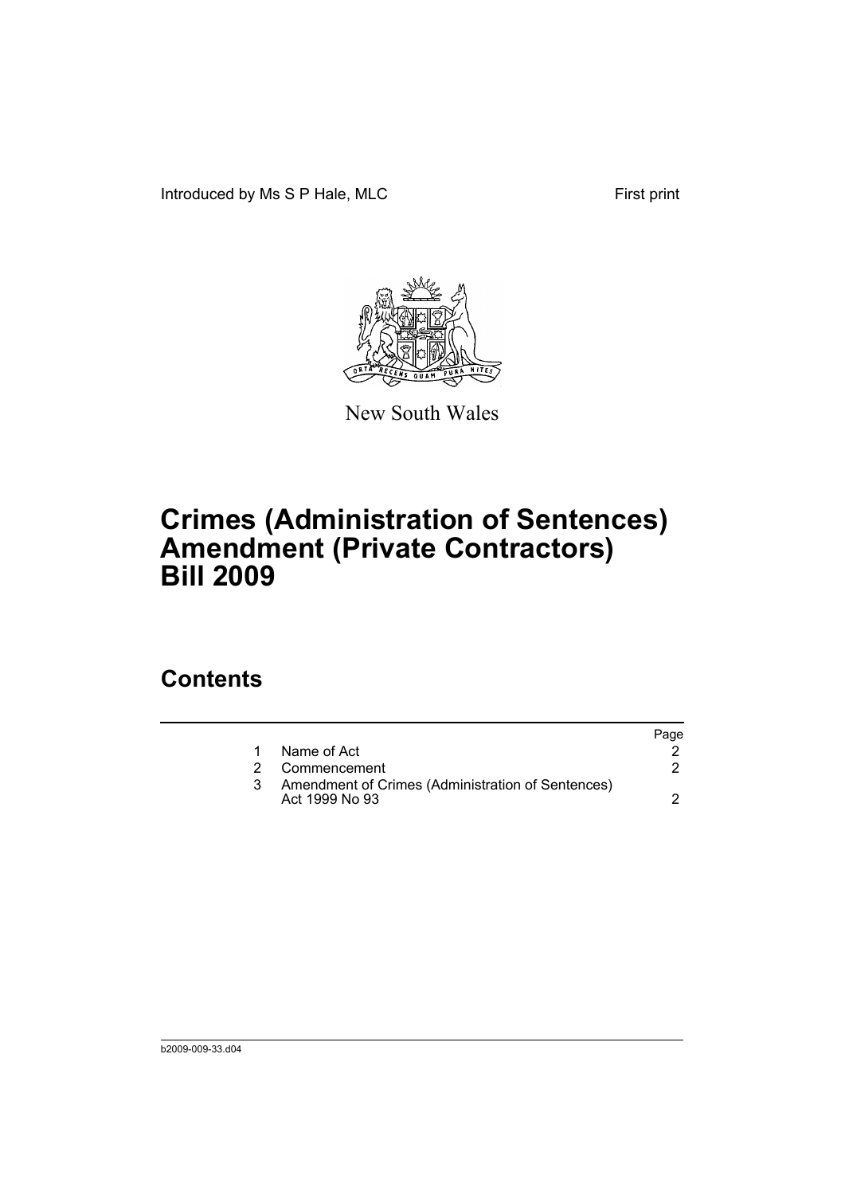Introduced by Ms S P Hale, MLC

First print

New South Wales

# Crimes (Administration of Sentences) Amendment (Private Contractors) Bill 2009

## Contents

| | | Page |
|---|---|---|
| 1 | Name of Act | 2 |
| 2 | Commencement | 2 |
| 3 | Amendment of Crimes (Administration of Sentences) Act 1999 No 93 | 2 |

b2009-009-33.d04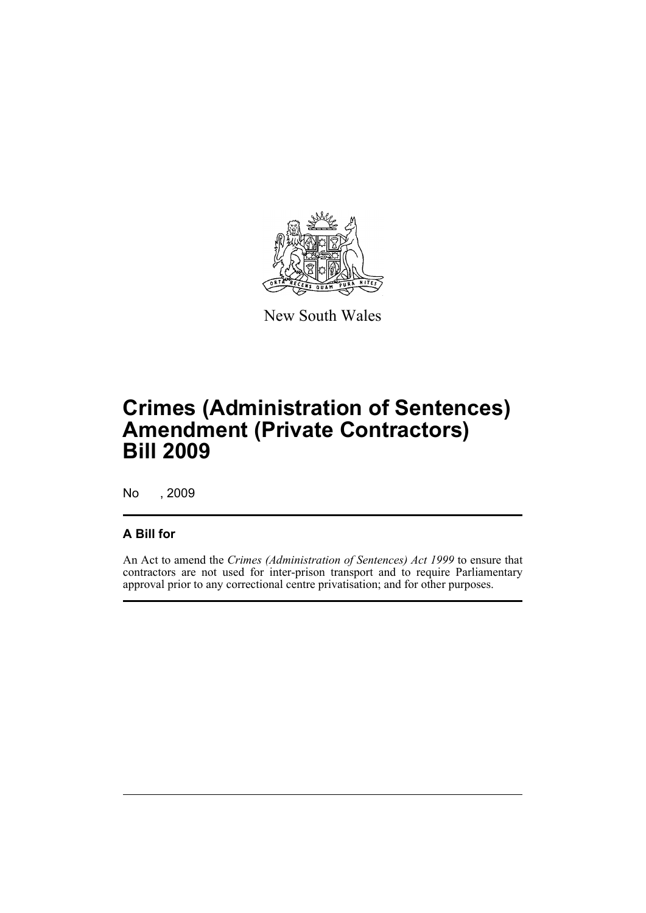New South Wales

# Crimes (Administration of Sentences) Amendment (Private Contractors) Bill 2009

No , 2009

## A Bill for

An Act to amend the *Crimes (Administration of Sentences) Act 1999* to ensure that contractors are not used for inter-prison transport and to require Parliamentary approval prior to any correctional centre privatisation; and for other purposes.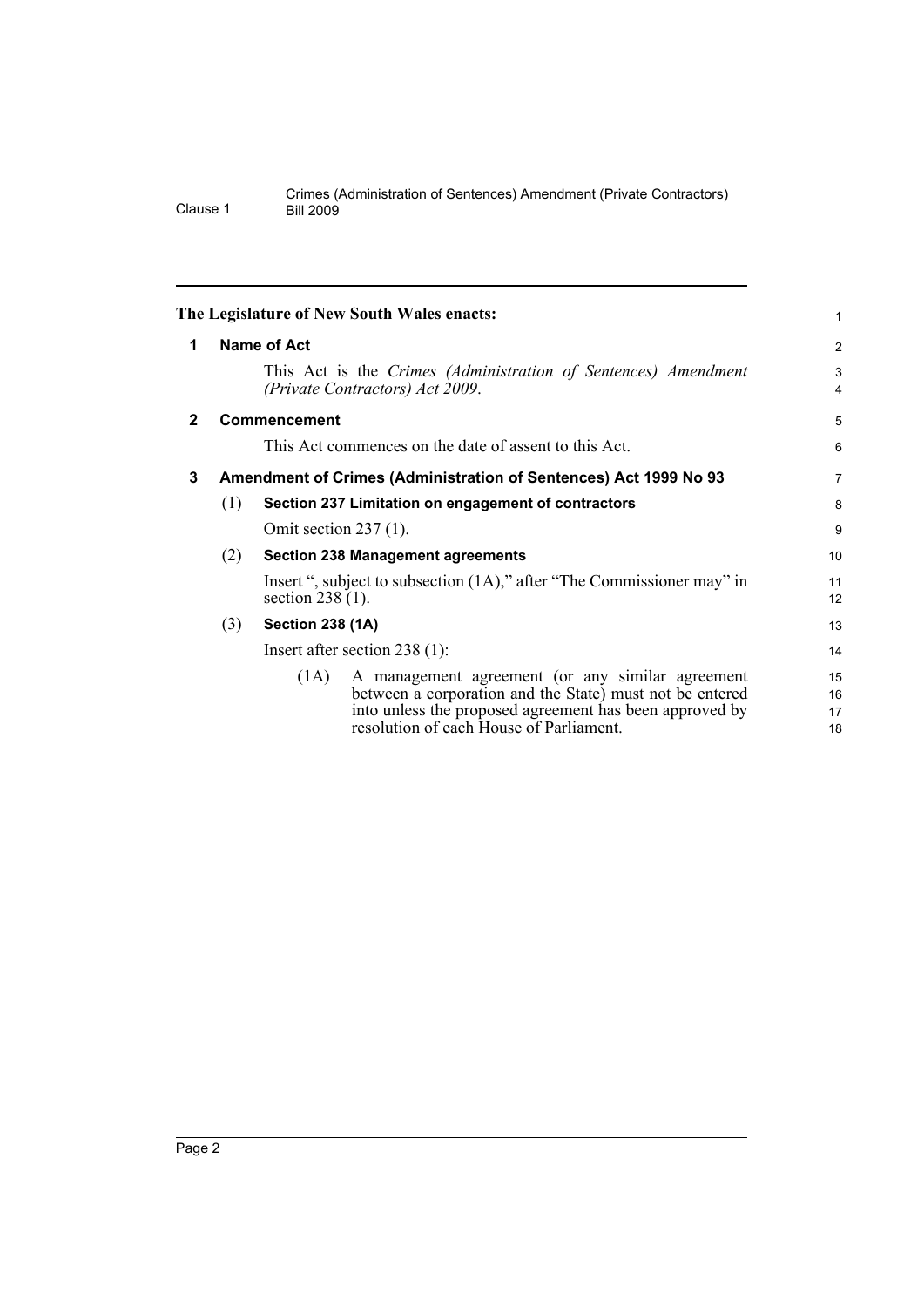The Legislature of New South Wales enacts:

## 1 Name of Act

This Act is the *Crimes (Administration of Sentences) Amendment (Private Contractors) Act 2009*.

## 2 Commencement

This Act commences on the date of assent to this Act.

## 3 Amendment of Crimes (Administration of Sentences) Act 1999 No 93

### (1) Section 237 Limitation on engagement of contractors

Omit section 237 (1).

### (2) Section 238 Management agreements

Insert ", subject to subsection (1A)," after "The Commissioner may" in section 238 (1).

### (3) Section 238 (1A)

Insert after section 238 (1):

(1A) A management agreement (or any similar agreement between a corporation and the State) must not be entered into unless the proposed agreement has been approved by resolution of each House of Parliament.